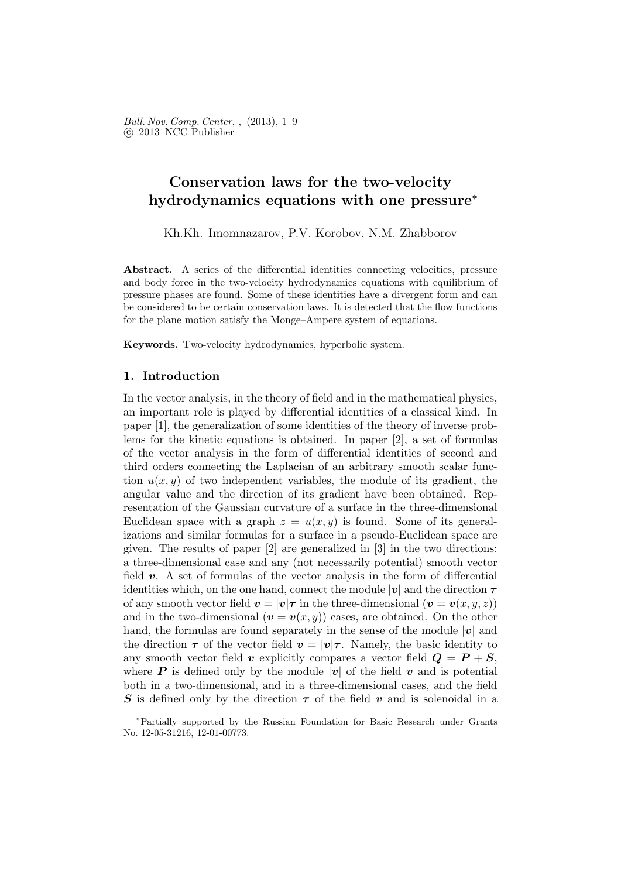# Conservation laws for the two-velocity hydrodynamics equations with one pressure*

Kh.Kh. Imomnazarov, P.V. Korobov, N.M. Zhabborov

**Abstract.** A series of the differential identities connecting velocities, pressure and body force in the two-velocity hydrodynamics equations with equilibrium of pressure phases are found. Some of these identities have a divergent form and can be considered to be certain conservation laws. It is detected that the flow functions for the plane motion satisfy the Monge–Ampere system of equations.

**Keywords.** Two-velocity hydrodynamics, hyperbolic system.

## 1. Introduction

In the vector analysis, in the theory of field and in the mathematical physics, an important role is played by differential identities of a classical kind. In paper [1], the generalization of some identities of the theory of inverse problems for the kinetic equations is obtained. In paper [2], a set of formulas of the vector analysis in the form of differential identities of second and third orders connecting the Laplacian of an arbitrary smooth scalar function $u(x, y)$ of two independent variables, the module of its gradient, the angular value and the direction of its gradient have been obtained. Representation of the Gaussian curvature of a surface in the three-dimensional Euclidean space with a graph $z = u(x, y)$ is found. Some of its generalizations and similar formulas for a surface in a pseudo-Euclidean space are given. The results of paper [2] are generalized in [3] in the two directions: a three-dimensional case and any (not necessarily potential) smooth vector field $\boldsymbol{v}$. A set of formulas of the vector analysis in the form of differential identities which, on the one hand, connect the module $|\boldsymbol{v}|$ and the direction $\boldsymbol{\tau}$ of any smooth vector field $\boldsymbol{v} = |\boldsymbol{v}|\boldsymbol{\tau}$ in the three-dimensional ($\boldsymbol{v} = \boldsymbol{v}(x, y, z)$) and in the two-dimensional ($\boldsymbol{v} = \boldsymbol{v}(x, y)$) cases, are obtained. On the other hand, the formulas are found separately in the sense of the module $|\boldsymbol{v}|$ and the direction $\boldsymbol{\tau}$ of the vector field $\boldsymbol{v} = |\boldsymbol{v}|\boldsymbol{\tau}$. Namely, the basic identity to any smooth vector field $\boldsymbol{v}$ explicitly compares a vector field $\boldsymbol{Q} = \boldsymbol{P} + \boldsymbol{S}$, where $\boldsymbol{P}$ is defined only by the module $|\boldsymbol{v}|$ of the field $\boldsymbol{v}$ and is potential both in a two-dimensional, and in a three-dimensional cases, and the field $\boldsymbol{S}$ is defined only by the direction $\boldsymbol{\tau}$ of the field $\boldsymbol{v}$ and is solenoidal in a

---

*Partially supported by the Russian Foundation for Basic Research under Grants No. 12-05-31216, 12-01-00773.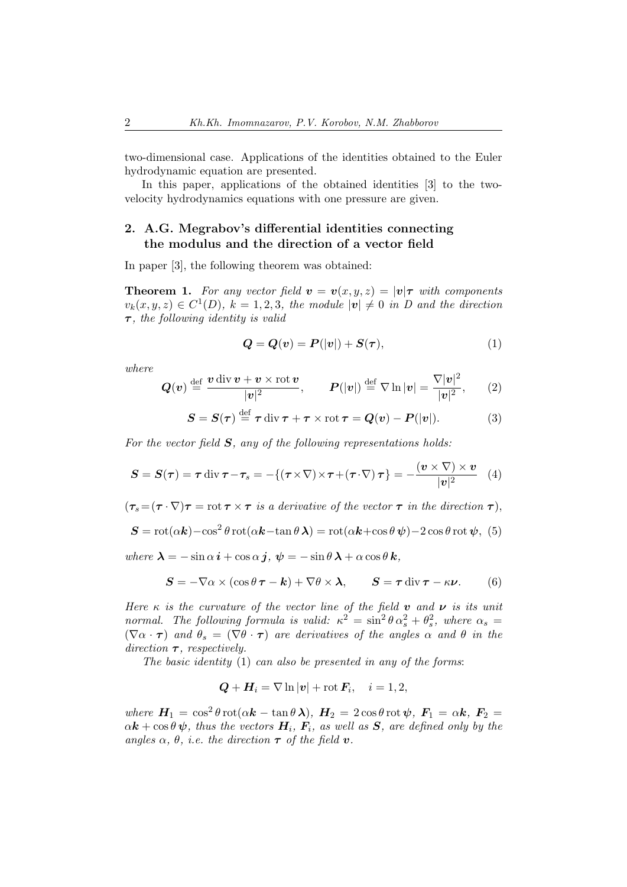two-dimensional case. Applications of the identities obtained to the Euler hydrodynamic equation are presented.

In this paper, applications of the obtained identities [3] to the two-velocity hydrodynamics equations with one pressure are given.

## 2. A.G. Megrabov's differential identities connecting the modulus and the direction of a vector field

In paper [3], the following theorem was obtained:

**Theorem 1.** *For any vector field $\boldsymbol{v} = \boldsymbol{v}(x,y,z) = |\boldsymbol{v}|\boldsymbol{\tau}$ with components $v_k(x,y,z) \in C^1(D)$, $k = 1,2,3$, the module $|\boldsymbol{v}| \neq 0$ in $D$ and the direction $\boldsymbol{\tau}$, the following identity is valid*

$$\boldsymbol{Q} = \boldsymbol{Q}(\boldsymbol{v}) = \boldsymbol{P}(|\boldsymbol{v}|) + \boldsymbol{S}(\boldsymbol{\tau}), \tag{1}$$

*where*

$$\boldsymbol{Q}(\boldsymbol{v}) \stackrel{\text{def}}{=} \frac{\boldsymbol{v}\operatorname{div}\boldsymbol{v} + \boldsymbol{v}\times\operatorname{rot}\boldsymbol{v}}{|\boldsymbol{v}|^2}, \qquad \boldsymbol{P}(|\boldsymbol{v}|) \stackrel{\text{def}}{=} \nabla\ln|\boldsymbol{v}| = \frac{\nabla|\boldsymbol{v}|^2}{|\boldsymbol{v}|^2}, \tag{2}$$

$$\boldsymbol{S} = \boldsymbol{S}(\boldsymbol{\tau}) \stackrel{\text{def}}{=} \boldsymbol{\tau}\operatorname{div}\boldsymbol{\tau} + \boldsymbol{\tau}\times\operatorname{rot}\boldsymbol{\tau} = \boldsymbol{Q}(\boldsymbol{v}) - \boldsymbol{P}(|\boldsymbol{v}|). \tag{3}$$

*For the vector field $\boldsymbol{S}$, any of the following representations holds:*

$$\boldsymbol{S} = \boldsymbol{S}(\boldsymbol{\tau}) = \boldsymbol{\tau}\operatorname{div}\boldsymbol{\tau} - \boldsymbol{\tau}_s = -\{(\boldsymbol{\tau}\times\nabla)\times\boldsymbol{\tau} + (\boldsymbol{\tau}\cdot\nabla)\,\boldsymbol{\tau}\} = -\frac{(\boldsymbol{v}\times\nabla)\times\boldsymbol{v}}{|\boldsymbol{v}|^2} \tag{4}$$

*($\boldsymbol{\tau}_s = (\boldsymbol{\tau}\cdot\nabla)\boldsymbol{\tau} = \operatorname{rot}\boldsymbol{\tau}\times\boldsymbol{\tau}$ is a derivative of the vector $\boldsymbol{\tau}$ in the direction $\boldsymbol{\tau}$),*

$$\boldsymbol{S} = \operatorname{rot}(\alpha\boldsymbol{k}) - \cos^2\theta\operatorname{rot}(\alpha\boldsymbol{k} - \tan\theta\,\boldsymbol{\lambda}) = \operatorname{rot}(\alpha\boldsymbol{k} + \cos\theta\,\boldsymbol{\psi}) - 2\cos\theta\operatorname{rot}\boldsymbol{\psi}, \tag{5}$$

*where $\boldsymbol{\lambda} = -\sin\alpha\,\boldsymbol{i} + \cos\alpha\,\boldsymbol{j}$, $\boldsymbol{\psi} = -\sin\theta\,\boldsymbol{\lambda} + \alpha\cos\theta\,\boldsymbol{k}$,*

$$\boldsymbol{S} = -\nabla\alpha\times(\cos\theta\,\boldsymbol{\tau} - \boldsymbol{k}) + \nabla\theta\times\boldsymbol{\lambda}, \qquad \boldsymbol{S} = \boldsymbol{\tau}\operatorname{div}\boldsymbol{\tau} - \kappa\boldsymbol{\nu}. \tag{6}$$

*Here $\kappa$ is the curvature of the vector line of the field $\boldsymbol{v}$ and $\boldsymbol{\nu}$ is its unit normal. The following formula is valid: $\kappa^2 = \sin^2\theta\,\alpha_s^2 + \theta_s^2$, where $\alpha_s = (\nabla\alpha\cdot\boldsymbol{\tau})$ and $\theta_s = (\nabla\theta\cdot\boldsymbol{\tau})$ are derivatives of the angles $\alpha$ and $\theta$ in the direction $\boldsymbol{\tau}$, respectively.*

*The basic identity* (1) *can also be presented in any of the forms*:

$$\boldsymbol{Q} + \boldsymbol{H}_i = \nabla\ln|\boldsymbol{v}| + \operatorname{rot}\boldsymbol{F}_i, \quad i = 1,2,$$

*where $\boldsymbol{H}_1 = \cos^2\theta\operatorname{rot}(\alpha\boldsymbol{k} - \tan\theta\,\boldsymbol{\lambda})$, $\boldsymbol{H}_2 = 2\cos\theta\operatorname{rot}\boldsymbol{\psi}$, $\boldsymbol{F}_1 = \alpha\boldsymbol{k}$, $\boldsymbol{F}_2 = \alpha\boldsymbol{k} + \cos\theta\,\boldsymbol{\psi}$, thus the vectors $\boldsymbol{H}_i$, $\boldsymbol{F}_i$, as well as $\boldsymbol{S}$, are defined only by the angles $\alpha$, $\theta$, i.e. the direction $\boldsymbol{\tau}$ of the field $\boldsymbol{v}$.*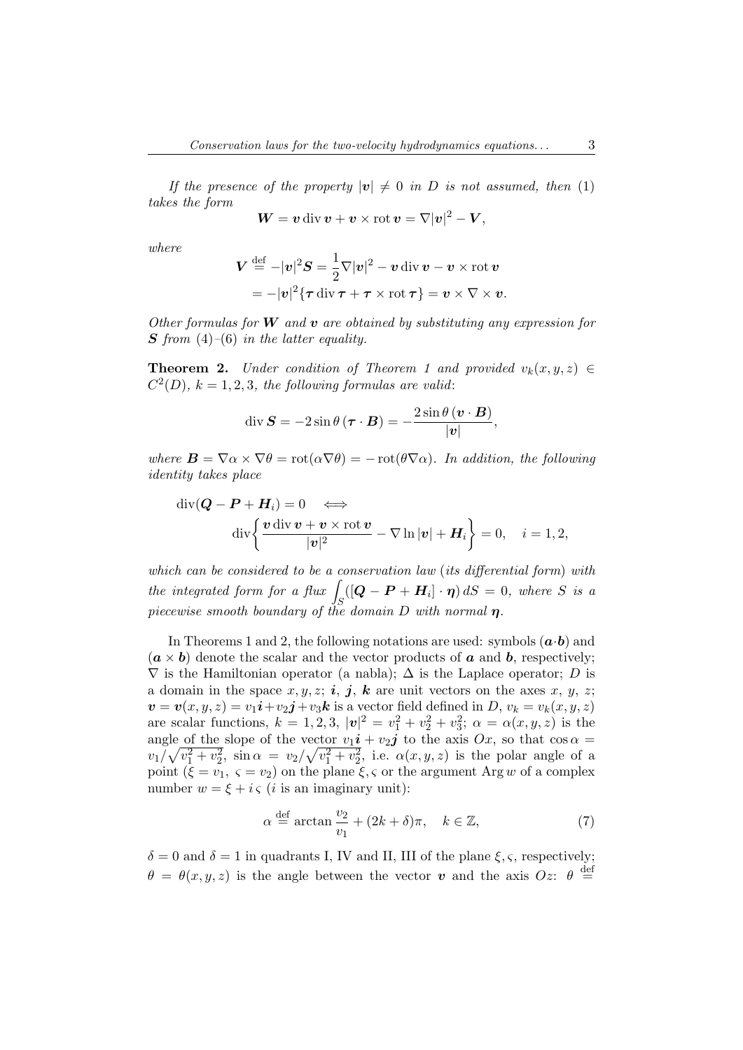*If the presence of the property $|\boldsymbol{v}| \neq 0$ in $D$ is not assumed, then* (1) *takes the form*

$$\boldsymbol{W} = \boldsymbol{v} \operatorname{div} \boldsymbol{v} + \boldsymbol{v} \times \operatorname{rot} \boldsymbol{v} = \nabla |\boldsymbol{v}|^2 - \boldsymbol{V},$$

*where*

$$\begin{aligned}
\boldsymbol{V} &\stackrel{\text{def}}{=} -|\boldsymbol{v}|^2 \boldsymbol{S} = \frac{1}{2} \nabla |\boldsymbol{v}|^2 - \boldsymbol{v} \operatorname{div} \boldsymbol{v} - \boldsymbol{v} \times \operatorname{rot} \boldsymbol{v} \\
&= -|\boldsymbol{v}|^2 \{\boldsymbol{\tau} \operatorname{div} \boldsymbol{\tau} + \boldsymbol{\tau} \times \operatorname{rot} \boldsymbol{\tau}\} = \boldsymbol{v} \times \nabla \times \boldsymbol{v}.
\end{aligned}$$

*Other formulas for $\boldsymbol{W}$ and $\boldsymbol{v}$ are obtained by substituting any expression for $\boldsymbol{S}$ from* (4)*–*(6) *in the latter equality.*

**Theorem 2.** *Under condition of Theorem 1 and provided $v_k(x, y, z) \in C^2(D)$, $k = 1, 2, 3$, the following formulas are valid*:

$$\operatorname{div} \boldsymbol{S} = -2 \sin \theta \, (\boldsymbol{\tau} \cdot \boldsymbol{B}) = -\frac{2 \sin \theta \, (\boldsymbol{v} \cdot \boldsymbol{B})}{|\boldsymbol{v}|},$$

*where $\boldsymbol{B} = \nabla \alpha \times \nabla \theta = \operatorname{rot}(\alpha \nabla \theta) = -\operatorname{rot}(\theta \nabla \alpha)$. In addition, the following identity takes place*

$$\begin{aligned}
&\operatorname{div}(\boldsymbol{Q} - \boldsymbol{P} + \boldsymbol{H}_i) = 0 \quad \Longleftrightarrow \\
&\qquad \operatorname{div} \left\{ \frac{\boldsymbol{v} \operatorname{div} \boldsymbol{v} + \boldsymbol{v} \times \operatorname{rot} \boldsymbol{v}}{|\boldsymbol{v}|^2} - \nabla \ln |\boldsymbol{v}| + \boldsymbol{H}_i \right\} = 0, \quad i = 1, 2,
\end{aligned}$$

*which can be considered to be a conservation law* (*its differential form*) *with the integrated form for a flux $\int_S ([\boldsymbol{Q} - \boldsymbol{P} + \boldsymbol{H}_i] \cdot \boldsymbol{\eta}) \, dS = 0$, where $S$ is a piecewise smooth boundary of the domain $D$ with normal $\boldsymbol{\eta}$.*

In Theorems 1 and 2, the following notations are used: symbols $(\boldsymbol{a} \cdot \boldsymbol{b})$ and $(\boldsymbol{a} \times \boldsymbol{b})$ denote the scalar and the vector products of $\boldsymbol{a}$ and $\boldsymbol{b}$, respectively; $\nabla$ is the Hamiltonian operator (a nabla); $\Delta$ is the Laplace operator; $D$ is a domain in the space $x, y, z$; $\boldsymbol{i}$, $\boldsymbol{j}$, $\boldsymbol{k}$ are unit vectors on the axes $x$, $y$, $z$; $\boldsymbol{v} = \boldsymbol{v}(x, y, z) = v_1 \boldsymbol{i} + v_2 \boldsymbol{j} + v_3 \boldsymbol{k}$ is a vector field defined in $D$, $v_k = v_k(x, y, z)$ are scalar functions, $k = 1, 2, 3$, $|\boldsymbol{v}|^2 = v_1^2 + v_2^2 + v_3^2$; $\alpha = \alpha(x, y, z)$ is the angle of the slope of the vector $v_1 \boldsymbol{i} + v_2 \boldsymbol{j}$ to the axis $Ox$, so that $\cos \alpha = v_1 / \sqrt{v_1^2 + v_2^2}$, $\sin \alpha = v_2 / \sqrt{v_1^2 + v_2^2}$, i.e. $\alpha(x, y, z)$ is the polar angle of a point $(\xi = v_1, \ \varsigma = v_2)$ on the plane $\xi, \varsigma$ or the argument $\operatorname{Arg} w$ of a complex number $w = \xi + i \varsigma$ ($i$ is an imaginary unit):

$$\alpha \stackrel{\text{def}}{=} \arctan \frac{v_2}{v_1} + (2k + \delta)\pi, \quad k \in \mathbb{Z}, \tag{7}$$

$\delta = 0$ and $\delta = 1$ in quadrants I, IV and II, III of the plane $\xi, \varsigma$, respectively; $\theta = \theta(x, y, z)$ is the angle between the vector $\boldsymbol{v}$ and the axis $Oz$: $\theta \stackrel{\text{def}}{=}$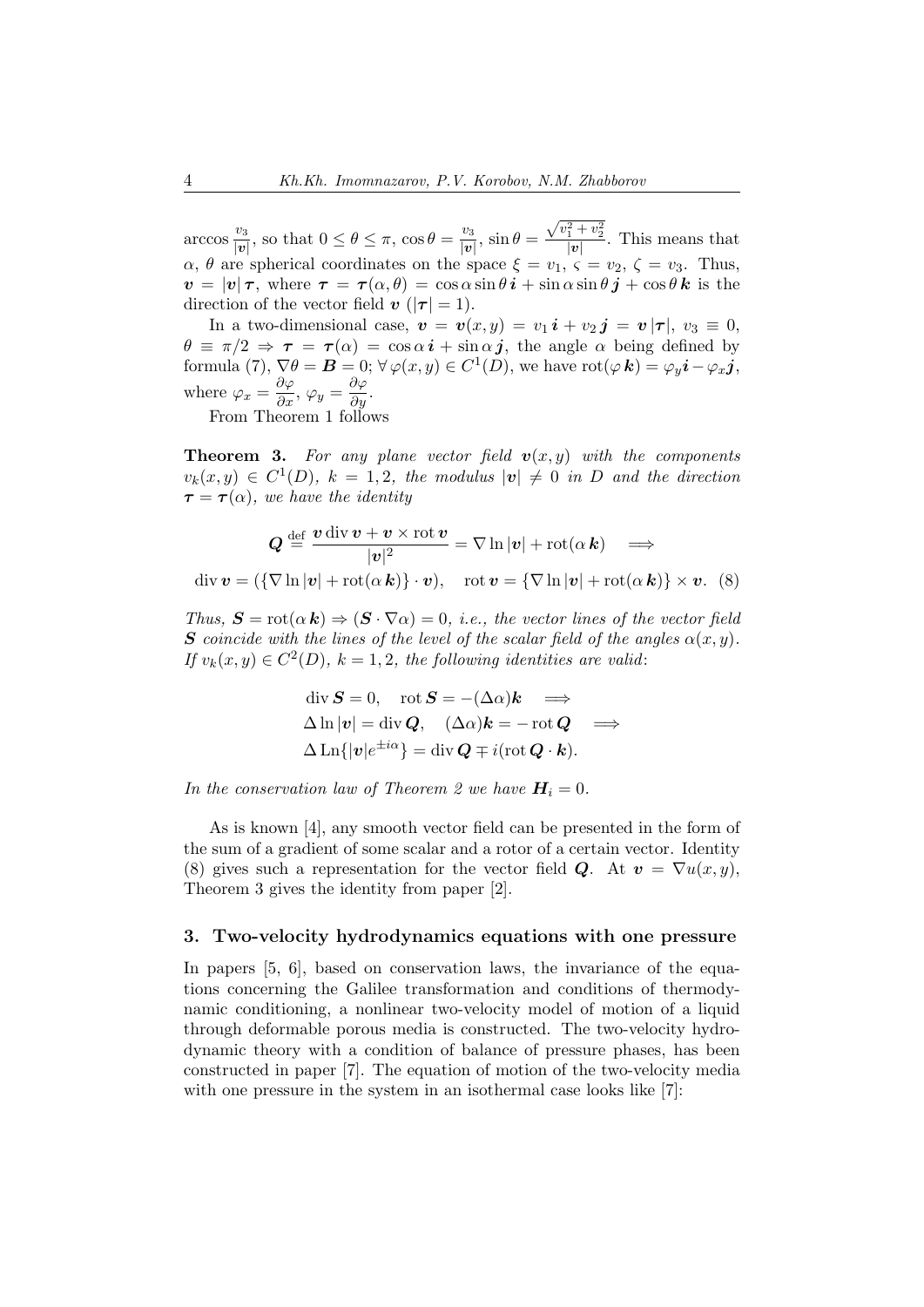$\arccos \frac{v_3}{|\boldsymbol{v}|}$, so that $0 \le \theta \le \pi$, $\cos\theta = \frac{v_3}{|\boldsymbol{v}|}$, $\sin\theta = \frac{\sqrt{v_1^2 + v_2^2}}{|\boldsymbol{v}|}$. This means that $\alpha$, $\theta$ are spherical coordinates on the space $\xi = v_1$, $\varsigma = v_2$, $\zeta = v_3$. Thus, $\boldsymbol{v} = |\boldsymbol{v}|\,\boldsymbol{\tau}$, where $\boldsymbol{\tau} = \boldsymbol{\tau}(\alpha,\theta) = \cos\alpha\sin\theta\,\boldsymbol{i} + \sin\alpha\sin\theta\,\boldsymbol{j} + \cos\theta\,\boldsymbol{k}$ is the direction of the vector field $\boldsymbol{v}$ ($|\boldsymbol{\tau}| = 1$).

In a two-dimensional case, $\boldsymbol{v} = \boldsymbol{v}(x,y) = v_1\,\boldsymbol{i} + v_2\,\boldsymbol{j} = \boldsymbol{v}\,|\boldsymbol{\tau}|$, $v_3 \equiv 0$, $\theta \equiv \pi/2 \Rightarrow \boldsymbol{\tau} = \boldsymbol{\tau}(\alpha) = \cos\alpha\,\boldsymbol{i} + \sin\alpha\,\boldsymbol{j}$, the angle $\alpha$ being defined by formula (7), $\nabla\theta = \boldsymbol{B} = 0$; $\forall\,\varphi(x,y) \in C^1(D)$, we have $\operatorname{rot}(\varphi\,\boldsymbol{k}) = \varphi_y\boldsymbol{i} - \varphi_x\boldsymbol{j}$, where $\varphi_x = \dfrac{\partial\varphi}{\partial x}$, $\varphi_y = \dfrac{\partial\varphi}{\partial y}$.

From Theorem 1 follows

**Theorem 3.** *For any plane vector field $\boldsymbol{v}(x,y)$ with the components $v_k(x,y) \in C^1(D)$, $k = 1,2$, the modulus $|\boldsymbol{v}| \neq 0$ in $D$ and the direction $\boldsymbol{\tau} = \boldsymbol{\tau}(\alpha)$, we have the identity*

$$
\boldsymbol{Q} \overset{\text{def}}{=} \frac{\boldsymbol{v}\operatorname{div}\boldsymbol{v} + \boldsymbol{v}\times\operatorname{rot}\boldsymbol{v}}{|\boldsymbol{v}|^2} = \nabla\ln|\boldsymbol{v}| + \operatorname{rot}(\alpha\,\boldsymbol{k}) \quad \Longrightarrow
$$

$$
\operatorname{div}\boldsymbol{v} = (\{\nabla\ln|\boldsymbol{v}| + \operatorname{rot}(\alpha\,\boldsymbol{k})\}\cdot\boldsymbol{v}), \quad \operatorname{rot}\boldsymbol{v} = \{\nabla\ln|\boldsymbol{v}| + \operatorname{rot}(\alpha\,\boldsymbol{k})\}\times\boldsymbol{v}. \tag{8}
$$

*Thus, $\boldsymbol{S} = \operatorname{rot}(\alpha\,\boldsymbol{k}) \Rightarrow (\boldsymbol{S}\cdot\nabla\alpha) = 0$, i.e., the vector lines of the vector field $\boldsymbol{S}$ coincide with the lines of the level of the scalar field of the angles $\alpha(x,y)$. If $v_k(x,y) \in C^2(D)$, $k = 1,2$, the following identities are valid*:

$$
\begin{aligned}
&\operatorname{div}\boldsymbol{S} = 0, \quad \operatorname{rot}\boldsymbol{S} = -(\Delta\alpha)\boldsymbol{k} \quad \Longrightarrow\\
&\Delta\ln|\boldsymbol{v}| = \operatorname{div}\boldsymbol{Q}, \quad (\Delta\alpha)\boldsymbol{k} = -\operatorname{rot}\boldsymbol{Q} \quad \Longrightarrow\\
&\Delta\,\mathrm{Ln}\{|\boldsymbol{v}|e^{\pm i\alpha}\} = \operatorname{div}\boldsymbol{Q} \mp i(\operatorname{rot}\boldsymbol{Q}\cdot\boldsymbol{k}).
\end{aligned}
$$

*In the conservation law of Theorem 2 we have $\boldsymbol{H}_i = 0$.*

As is known [4], any smooth vector field can be presented in the form of the sum of a gradient of some scalar and a rotor of a certain vector. Identity (8) gives such a representation for the vector field $\boldsymbol{Q}$. At $\boldsymbol{v} = \nabla u(x,y)$, Theorem 3 gives the identity from paper [2].

## 3. Two-velocity hydrodynamics equations with one pressure

In papers [5, 6], based on conservation laws, the invariance of the equations concerning the Galilee transformation and conditions of thermodynamic conditioning, a nonlinear two-velocity model of motion of a liquid through deformable porous media is constructed. The two-velocity hydrodynamic theory with a condition of balance of pressure phases, has been constructed in paper [7]. The equation of motion of the two-velocity media with one pressure in the system in an isothermal case looks like [7]: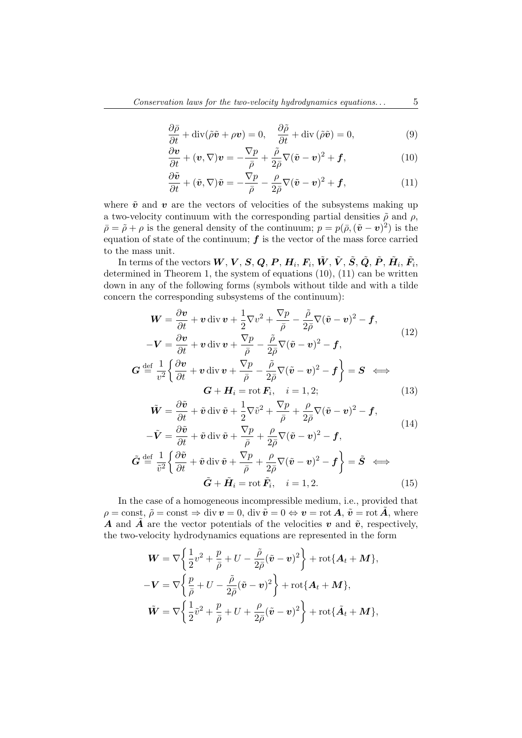$$\frac{\partial\bar{\rho}}{\partial t} + \operatorname{div}(\tilde{\rho}\tilde{\boldsymbol{v}} + \rho\boldsymbol{v}) = 0, \quad \frac{\partial\tilde{\rho}}{\partial t} + \operatorname{div}(\tilde{\rho}\tilde{\boldsymbol{v}}) = 0, \tag{9}$$

$$\frac{\partial\boldsymbol{v}}{\partial t} + (\boldsymbol{v},\nabla)\boldsymbol{v} = -\frac{\nabla p}{\bar{\rho}} + \frac{\tilde{\rho}}{2\bar{\rho}}\nabla(\tilde{\boldsymbol{v}} - \boldsymbol{v})^2 + \boldsymbol{f}, \tag{10}$$

$$\frac{\partial\tilde{\boldsymbol{v}}}{\partial t} + (\tilde{\boldsymbol{v}},\nabla)\tilde{\boldsymbol{v}} = -\frac{\nabla p}{\bar{\rho}} - \frac{\rho}{2\bar{\rho}}\nabla(\tilde{\boldsymbol{v}} - \boldsymbol{v})^2 + \boldsymbol{f}, \tag{11}$$

where $\tilde{\boldsymbol{v}}$ and $\boldsymbol{v}$ are the vectors of velocities of the subsystems making up a two-velocity continuum with the corresponding partial densities $\tilde{\rho}$ and $\rho$, $\bar{\rho} = \tilde{\rho} + \rho$ is the general density of the continuum; $p = p(\bar{\rho}, (\tilde{\boldsymbol{v}} - \boldsymbol{v})^2)$ is the equation of state of the continuum; $\boldsymbol{f}$ is the vector of the mass force carried to the mass unit.

In terms of the vectors $\boldsymbol{W}$, $\boldsymbol{V}$, $\boldsymbol{S}$, $\boldsymbol{Q}$, $\boldsymbol{P}$, $\boldsymbol{H}_i$, $\boldsymbol{F}_i$, $\tilde{\boldsymbol{W}}$, $\tilde{\boldsymbol{V}}$, $\tilde{\boldsymbol{S}}$, $\tilde{\boldsymbol{Q}}$, $\tilde{\boldsymbol{P}}$, $\tilde{\boldsymbol{H}}_i$, $\tilde{\boldsymbol{F}}_i$, determined in Theorem 1, the system of equations (10), (11) can be written down in any of the following forms (symbols without tilde and with a tilde concern the corresponding subsystems of the continuum):

$$\begin{aligned}
\boldsymbol{W} &= \frac{\partial\boldsymbol{v}}{\partial t} + \boldsymbol{v}\operatorname{div}\boldsymbol{v} + \frac{1}{2}\nabla v^2 + \frac{\nabla p}{\bar{\rho}} - \frac{\tilde{\rho}}{2\bar{\rho}}\nabla(\tilde{\boldsymbol{v}} - \boldsymbol{v})^2 - \boldsymbol{f}, \\
-\boldsymbol{V} &= \frac{\partial\boldsymbol{v}}{\partial t} + \boldsymbol{v}\operatorname{div}\boldsymbol{v} + \frac{\nabla p}{\bar{\rho}} - \frac{\tilde{\rho}}{2\bar{\rho}}\nabla(\tilde{\boldsymbol{v}} - \boldsymbol{v})^2 - \boldsymbol{f},
\end{aligned} \tag{12}$$

$$\boldsymbol{G} \overset{\text{def}}{=} \frac{1}{v^2}\left\{\frac{\partial\boldsymbol{v}}{\partial t} + \boldsymbol{v}\operatorname{div}\boldsymbol{v} + \frac{\nabla p}{\bar{\rho}} - \frac{\tilde{\rho}}{2\bar{\rho}}\nabla(\tilde{\boldsymbol{v}} - \boldsymbol{v})^2 - \boldsymbol{f}\right\} = \boldsymbol{S} \iff$$

$$\boldsymbol{G} + \boldsymbol{H}_i = \operatorname{rot}\boldsymbol{F}_i, \quad i = 1, 2; \tag{13}$$

$$\begin{aligned}
\tilde{\boldsymbol{W}} &= \frac{\partial\tilde{\boldsymbol{v}}}{\partial t} + \tilde{\boldsymbol{v}}\operatorname{div}\tilde{\boldsymbol{v}} + \frac{1}{2}\nabla\tilde{v}^2 + \frac{\nabla p}{\bar{\rho}} + \frac{\rho}{2\bar{\rho}}\nabla(\tilde{\boldsymbol{v}} - \boldsymbol{v})^2 - \boldsymbol{f}, \\
-\tilde{\boldsymbol{V}} &= \frac{\partial\tilde{\boldsymbol{v}}}{\partial t} + \tilde{\boldsymbol{v}}\operatorname{div}\tilde{\boldsymbol{v}} + \frac{\nabla p}{\bar{\rho}} + \frac{\rho}{2\bar{\rho}}\nabla(\tilde{\boldsymbol{v}} - \boldsymbol{v})^2 - \boldsymbol{f},
\end{aligned} \tag{14}$$

$$\tilde{\boldsymbol{G}} \overset{\text{def}}{=} \frac{1}{\tilde{v}^2}\left\{\frac{\partial\tilde{\boldsymbol{v}}}{\partial t} + \tilde{\boldsymbol{v}}\operatorname{div}\tilde{\boldsymbol{v}} + \frac{\nabla p}{\bar{\rho}} + \frac{\rho}{2\bar{\rho}}\nabla(\tilde{\boldsymbol{v}} - \boldsymbol{v})^2 - \boldsymbol{f}\right\} = \tilde{\boldsymbol{S}} \iff$$

$$\tilde{\boldsymbol{G}} + \tilde{\boldsymbol{H}}_i = \operatorname{rot}\tilde{\boldsymbol{F}}_i, \quad i = 1, 2. \tag{15}$$

In the case of a homogeneous incompressible medium, i.e., provided that $\rho = \text{const}$, $\tilde{\rho} = \text{const} \Rightarrow \operatorname{div}\boldsymbol{v} = 0$, $\operatorname{div}\tilde{\boldsymbol{v}} = 0 \Leftrightarrow \boldsymbol{v} = \operatorname{rot}\boldsymbol{A}$, $\tilde{\boldsymbol{v}} = \operatorname{rot}\tilde{\boldsymbol{A}}$, where $\boldsymbol{A}$ and $\tilde{\boldsymbol{A}}$ are the vector potentials of the velocities $\boldsymbol{v}$ and $\tilde{\boldsymbol{v}}$, respectively, the two-velocity hydrodynamics equations are represented in the form

$$\begin{aligned}
\boldsymbol{W} &= \nabla\left\{\frac{1}{2}v^2 + \frac{p}{\bar{\rho}} + U - \frac{\tilde{\rho}}{2\bar{\rho}}(\tilde{\boldsymbol{v}} - \boldsymbol{v})^2\right\} + \operatorname{rot}\{\boldsymbol{A}_t + \boldsymbol{M}\}, \\
-\boldsymbol{V} &= \nabla\left\{\frac{p}{\bar{\rho}} + U - \frac{\tilde{\rho}}{2\bar{\rho}}(\tilde{\boldsymbol{v}} - \boldsymbol{v})^2\right\} + \operatorname{rot}\{\boldsymbol{A}_t + \boldsymbol{M}\}, \\
\tilde{\boldsymbol{W}} &= \nabla\left\{\frac{1}{2}\tilde{v}^2 + \frac{p}{\bar{\rho}} + U + \frac{\rho}{2\bar{\rho}}(\tilde{\boldsymbol{v}} - \boldsymbol{v})^2\right\} + \operatorname{rot}\{\tilde{\boldsymbol{A}}_t + \boldsymbol{M}\},
\end{aligned}$$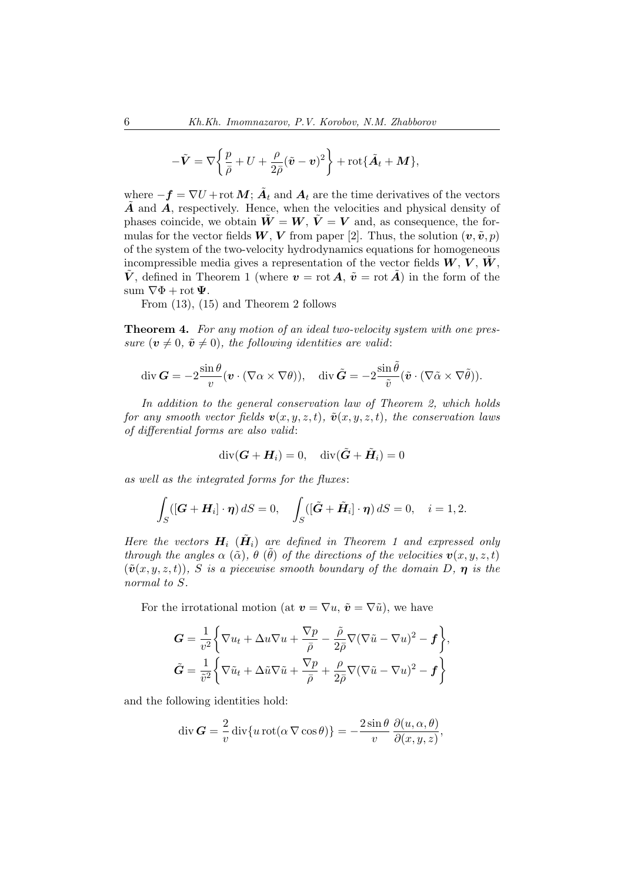$$-\tilde{\boldsymbol{V}} = \nabla\left\{\frac{p}{\bar{\rho}} + U + \frac{\rho}{2\bar{\rho}}(\tilde{\boldsymbol{v}} - \boldsymbol{v})^2\right\} + \operatorname{rot}\{\tilde{\boldsymbol{A}}_t + \boldsymbol{M}\},$$

where $-\boldsymbol{f} = \nabla U + \operatorname{rot}\boldsymbol{M}$; $\tilde{\boldsymbol{A}}_t$ and $\boldsymbol{A}_t$ are the time derivatives of the vectors $\tilde{\boldsymbol{A}}$ and $\boldsymbol{A}$, respectively. Hence, when the velocities and physical density of phases coincide, we obtain $\tilde{\boldsymbol{W}} = \boldsymbol{W}$, $\tilde{\boldsymbol{V}} = \boldsymbol{V}$ and, as consequence, the formulas for the vector fields $\boldsymbol{W}$, $\boldsymbol{V}$ from paper [2]. Thus, the solution $(\boldsymbol{v}, \tilde{\boldsymbol{v}}, p)$ of the system of the two-velocity hydrodynamics equations for homogeneous incompressible media gives a representation of the vector fields $\boldsymbol{W}$, $\boldsymbol{V}$, $\tilde{\boldsymbol{W}}$, $\tilde{\boldsymbol{V}}$, defined in Theorem 1 (where $\boldsymbol{v} = \operatorname{rot}\boldsymbol{A}$, $\tilde{\boldsymbol{v}} = \operatorname{rot}\tilde{\boldsymbol{A}}$) in the form of the sum $\nabla\Phi + \operatorname{rot}\boldsymbol{\Psi}$.

From (13), (15) and Theorem 2 follows

**Theorem 4.** *For any motion of an ideal two-velocity system with one pressure ($\boldsymbol{v} \neq 0$, $\tilde{\boldsymbol{v}} \neq 0$), the following identities are valid*:

$$\operatorname{div}\boldsymbol{G} = -2\frac{\sin\theta}{v}(\boldsymbol{v}\cdot(\nabla\alpha\times\nabla\theta)), \quad \operatorname{div}\tilde{\boldsymbol{G}} = -2\frac{\sin\tilde{\theta}}{\tilde{v}}(\tilde{\boldsymbol{v}}\cdot(\nabla\tilde{\alpha}\times\nabla\tilde{\theta})).$$

*In addition to the general conservation law of Theorem 2, which holds for any smooth vector fields $\boldsymbol{v}(x,y,z,t)$, $\tilde{\boldsymbol{v}}(x,y,z,t)$, the conservation laws of differential forms are also valid*:

$$\operatorname{div}(\boldsymbol{G} + \boldsymbol{H}_i) = 0, \quad \operatorname{div}(\tilde{\boldsymbol{G}} + \tilde{\boldsymbol{H}}_i) = 0$$

*as well as the integrated forms for the fluxes*:

$$\int_S([\boldsymbol{G} + \boldsymbol{H}_i]\cdot\boldsymbol{\eta})\,dS = 0, \quad \int_S([\tilde{\boldsymbol{G}} + \tilde{\boldsymbol{H}}_i]\cdot\boldsymbol{\eta})\,dS = 0, \quad i = 1, 2.$$

*Here the vectors $\boldsymbol{H}_i$ ($\tilde{\boldsymbol{H}}_i$) are defined in Theorem 1 and expressed only through the angles $\alpha$ ($\tilde{\alpha}$), $\theta$ ($\tilde{\theta}$) of the directions of the velocities $\boldsymbol{v}(x,y,z,t)$ ($\tilde{\boldsymbol{v}}(x,y,z,t)$), $S$ is a piecewise smooth boundary of the domain $D$, $\boldsymbol{\eta}$ is the normal to $S$.*

For the irrotational motion (at $\boldsymbol{v} = \nabla u$, $\tilde{\boldsymbol{v}} = \nabla\tilde{u}$), we have

$$\boldsymbol{G} = \frac{1}{v^2}\left\{\nabla u_t + \Delta u\nabla u + \frac{\nabla p}{\bar{\rho}} - \frac{\tilde{\rho}}{2\bar{\rho}}\nabla(\nabla\tilde{u} - \nabla u)^2 - \boldsymbol{f}\right\},$$

$$\tilde{\boldsymbol{G}} = \frac{1}{\tilde{v}^2}\left\{\nabla\tilde{u}_t + \Delta\tilde{u}\nabla\tilde{u} + \frac{\nabla p}{\bar{\rho}} + \frac{\rho}{2\bar{\rho}}\nabla(\nabla\tilde{u} - \nabla u)^2 - \boldsymbol{f}\right\}$$

and the following identities hold:

$$\operatorname{div}\boldsymbol{G} = \frac{2}{v}\operatorname{div}\{u\operatorname{rot}(\alpha\nabla\cos\theta)\} = -\frac{2\sin\theta}{v}\frac{\partial(u,\alpha,\theta)}{\partial(x,y,z)},$$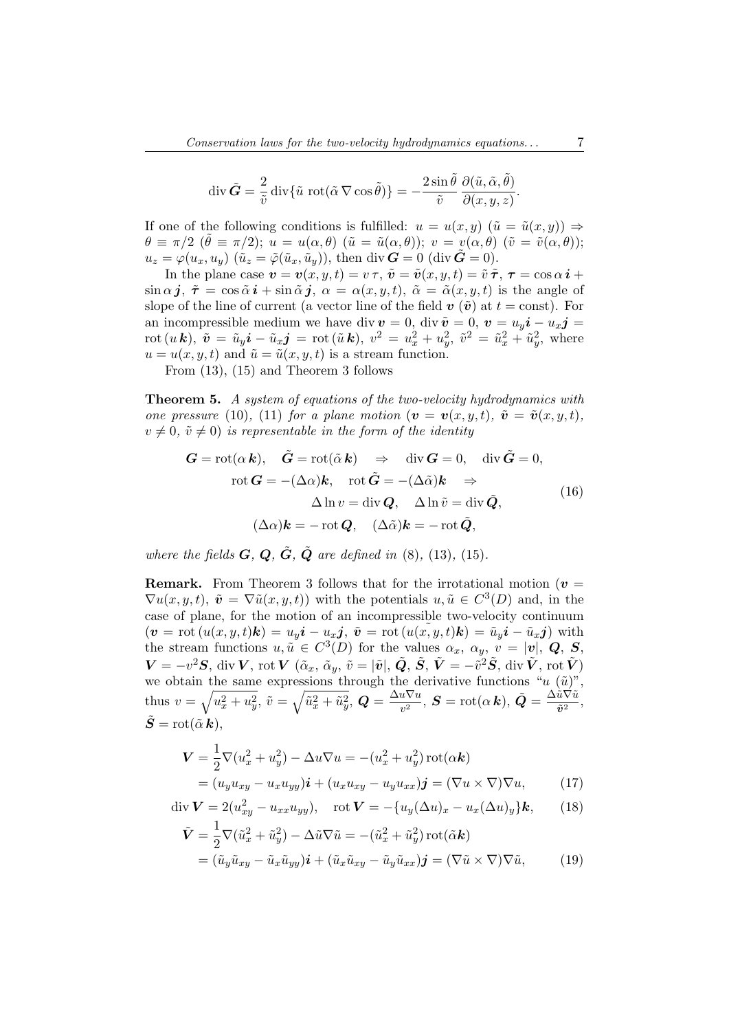$$\operatorname{div}\tilde{\boldsymbol{G}} = \frac{2}{\tilde{v}}\operatorname{div}\{\tilde{u}\,\operatorname{rot}(\tilde{\alpha}\,\nabla\cos\tilde{\theta})\} = -\frac{2\sin\tilde{\theta}}{\tilde{v}}\,\frac{\partial(\tilde{u},\tilde{\alpha},\tilde{\theta})}{\partial(x,y,z)}.$$

If one of the following conditions is fulfilled: $u = u(x,y)$ $(\tilde{u} = \tilde{u}(x,y)) \Rightarrow \theta \equiv \pi/2$ $(\tilde{\theta} \equiv \pi/2)$; $u = u(\alpha,\theta)$ $(\tilde{u} = \tilde{u}(\alpha,\theta))$; $v = v(\alpha,\theta)$ $(\tilde{v} = \tilde{v}(\alpha,\theta))$; $u_z = \varphi(u_x,u_y)$ $(\tilde{u}_z = \tilde{\varphi}(\tilde{u}_x,\tilde{u}_y))$, then $\operatorname{div}\boldsymbol{G} = 0$ $(\operatorname{div}\tilde{\boldsymbol{G}} = 0)$.

In the plane case $\boldsymbol{v} = \boldsymbol{v}(x,y,t) = v\,\boldsymbol{\tau}$, $\tilde{\boldsymbol{v}} = \tilde{\boldsymbol{v}}(x,y,t) = \tilde{v}\,\tilde{\boldsymbol{\tau}}$, $\boldsymbol{\tau} = \cos\alpha\,\boldsymbol{i} + \sin\alpha\,\boldsymbol{j}$, $\tilde{\boldsymbol{\tau}} = \cos\tilde{\alpha}\,\boldsymbol{i} + \sin\tilde{\alpha}\,\boldsymbol{j}$, $\alpha = \alpha(x,y,t)$, $\tilde{\alpha} = \tilde{\alpha}(x,y,t)$ is the angle of slope of the line of current (a vector line of the field $\boldsymbol{v}$ $(\tilde{\boldsymbol{v}})$ at $t = \text{const}$). For an incompressible medium we have $\operatorname{div}\boldsymbol{v} = 0$, $\operatorname{div}\tilde{\boldsymbol{v}} = 0$, $\boldsymbol{v} = u_y\boldsymbol{i} - u_x\boldsymbol{j} = \operatorname{rot}(u\,\boldsymbol{k})$, $\tilde{\boldsymbol{v}} = \tilde{u}_y\boldsymbol{i} - \tilde{u}_x\boldsymbol{j} = \operatorname{rot}(\tilde{u}\,\boldsymbol{k})$, $v^2 = u_x^2 + u_y^2$, $\tilde{v}^2 = \tilde{u}_x^2 + \tilde{u}_y^2$, where $u = u(x,y,t)$ and $\tilde{u} = \tilde{u}(x,y,t)$ is a stream function.

From (13), (15) and Theorem 3 follows

**Theorem 5.** *A system of equations of the two-velocity hydrodynamics with one pressure* (10), (11) *for a plane motion* ($\boldsymbol{v} = \boldsymbol{v}(x,y,t)$, $\tilde{\boldsymbol{v}} = \tilde{\boldsymbol{v}}(x,y,t)$, $v \neq 0$, $\tilde{v} \neq 0$) *is representable in the form of the identity*

$$\begin{gathered}
\boldsymbol{G} = \operatorname{rot}(\alpha\,\boldsymbol{k}), \quad \tilde{\boldsymbol{G}} = \operatorname{rot}(\tilde{\alpha}\,\boldsymbol{k}) \quad \Rightarrow \quad \operatorname{div}\boldsymbol{G} = 0, \quad \operatorname{div}\tilde{\boldsymbol{G}} = 0,\\
\operatorname{rot}\boldsymbol{G} = -(\Delta\alpha)\boldsymbol{k}, \quad \operatorname{rot}\tilde{\boldsymbol{G}} = -(\Delta\tilde{\alpha})\boldsymbol{k} \quad \Rightarrow\\
\Delta\ln v = \operatorname{div}\boldsymbol{Q}, \quad \Delta\ln\tilde{v} = \operatorname{div}\tilde{\boldsymbol{Q}},\\
(\Delta\alpha)\boldsymbol{k} = -\operatorname{rot}\boldsymbol{Q}, \quad (\Delta\tilde{\alpha})\boldsymbol{k} = -\operatorname{rot}\tilde{\boldsymbol{Q}},
\end{gathered} \tag{16}$$

*where the fields* $\boldsymbol{G}$, $\boldsymbol{Q}$, $\tilde{\boldsymbol{G}}$, $\tilde{\boldsymbol{Q}}$ *are defined in* (8), (13), (15).

**Remark.** From Theorem 3 follows that for the irrotational motion ($\boldsymbol{v} = \nabla u(x,y,t)$, $\tilde{\boldsymbol{v}} = \nabla\tilde{u}(x,y,t)$) with the potentials $u,\tilde{u} \in C^3(D)$ and, in the case of plane, for the motion of an incompressible two-velocity continuum ($\boldsymbol{v} = \operatorname{rot}(u(x,y,t)\boldsymbol{k}) = u_y\boldsymbol{i} - u_x\boldsymbol{j}$, $\tilde{\boldsymbol{v}} = \operatorname{rot}(\tilde{u}(x,y,t)\boldsymbol{k}) = \tilde{u}_y\boldsymbol{i} - \tilde{u}_x\boldsymbol{j}$) with the stream functions $u,\tilde{u} \in C^3(D)$ for the values $\alpha_x$, $\alpha_y$, $v = |\boldsymbol{v}|$, $\boldsymbol{Q}$, $\boldsymbol{S}$, $\boldsymbol{V} = -v^2\boldsymbol{S}$, $\operatorname{div}\boldsymbol{V}$, $\operatorname{rot}\boldsymbol{V}$ ($\tilde{\alpha}_x$, $\tilde{\alpha}_y$, $\tilde{v} = |\tilde{\boldsymbol{v}}|$, $\tilde{\boldsymbol{Q}}$, $\tilde{\boldsymbol{S}}$, $\tilde{\boldsymbol{V}} = -\tilde{v}^2\tilde{\boldsymbol{S}}$, $\operatorname{div}\tilde{\boldsymbol{V}}$, $\operatorname{rot}\tilde{\boldsymbol{V}}$) we obtain the same expressions through the derivative functions "$u$ $(\tilde{u})$", thus $v = \sqrt{u_x^2 + u_y^2}$, $\tilde{v} = \sqrt{\tilde{u}_x^2 + \tilde{u}_y^2}$, $\boldsymbol{Q} = \frac{\Delta u\nabla u}{v^2}$, $\boldsymbol{S} = \operatorname{rot}(\alpha\,\boldsymbol{k})$, $\tilde{\boldsymbol{Q}} = \frac{\Delta\tilde{u}\nabla\tilde{u}}{\tilde{\boldsymbol{v}}^2}$, $\tilde{\boldsymbol{S}} = \operatorname{rot}(\tilde{\alpha}\,\boldsymbol{k})$,

$$\begin{aligned}
\boldsymbol{V} &= \frac{1}{2}\nabla(u_x^2 + u_y^2) - \Delta u\nabla u = -(u_x^2 + u_y^2)\operatorname{rot}(\alpha\boldsymbol{k})\\
&= (u_y u_{xy} - u_x u_{yy})\boldsymbol{i} + (u_x u_{xy} - u_y u_{xx})\boldsymbol{j} = (\nabla u \times \nabla)\nabla u,
\end{aligned} \tag{17}$$

$$\operatorname{div}\boldsymbol{V} = 2(u_{xy}^2 - u_{xx}u_{yy}), \quad \operatorname{rot}\boldsymbol{V} = -\{u_y(\Delta u)_x - u_x(\Delta u)_y\}\boldsymbol{k}, \tag{18}$$

$$\begin{aligned}
\tilde{\boldsymbol{V}} &= \frac{1}{2}\nabla(\tilde{u}_x^2 + \tilde{u}_y^2) - \Delta\tilde{u}\nabla\tilde{u} = -(\tilde{u}_x^2 + \tilde{u}_y^2)\operatorname{rot}(\tilde{\alpha}\boldsymbol{k})\\
&= (\tilde{u}_y\tilde{u}_{xy} - \tilde{u}_x\tilde{u}_{yy})\boldsymbol{i} + (\tilde{u}_x\tilde{u}_{xy} - \tilde{u}_y\tilde{u}_{xx})\boldsymbol{j} = (\nabla\tilde{u} \times \nabla)\nabla\tilde{u},
\end{aligned} \tag{19}$$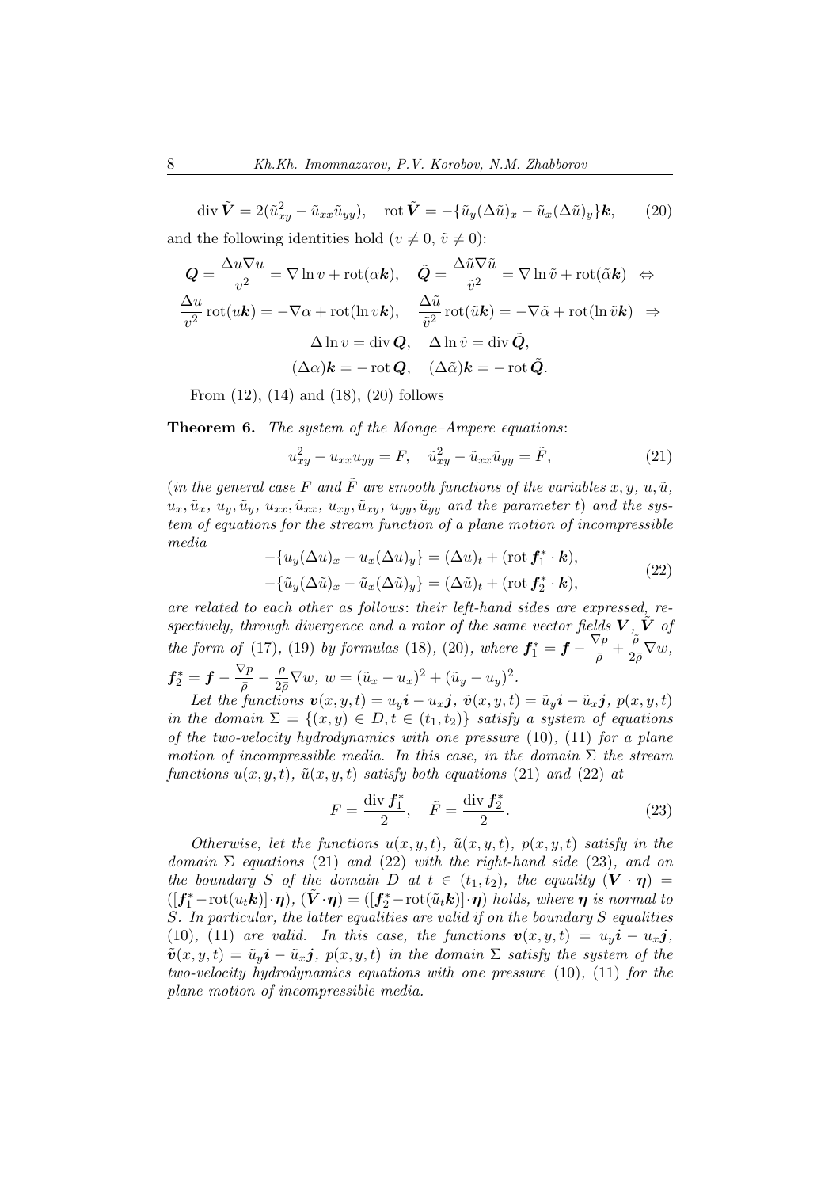$$\operatorname{div} \tilde{\boldsymbol{V}} = 2(\tilde{u}_{xy}^2 - \tilde{u}_{xx}\tilde{u}_{yy}), \quad \operatorname{rot} \tilde{\boldsymbol{V}} = -\{\tilde{u}_y(\Delta\tilde{u})_x - \tilde{u}_x(\Delta\tilde{u})_y\}\boldsymbol{k}, \tag{20}$$

and the following identities hold ($v \neq 0$, $\tilde{v} \neq 0$):

$$\boldsymbol{Q} = \frac{\Delta u \nabla u}{v^2} = \nabla \ln v + \operatorname{rot}(\alpha \boldsymbol{k}), \quad \tilde{\boldsymbol{Q}} = \frac{\Delta \tilde{u} \nabla \tilde{u}}{\tilde{v}^2} = \nabla \ln \tilde{v} + \operatorname{rot}(\tilde{\alpha}\boldsymbol{k}) \;\Leftrightarrow$$

$$\frac{\Delta u}{v^2} \operatorname{rot}(u\boldsymbol{k}) = -\nabla \alpha + \operatorname{rot}(\ln v \boldsymbol{k}), \quad \frac{\Delta \tilde{u}}{\tilde{v}^2} \operatorname{rot}(\tilde{u}\boldsymbol{k}) = -\nabla \tilde{\alpha} + \operatorname{rot}(\ln \tilde{v}\boldsymbol{k}) \;\Rightarrow$$

$$\Delta \ln v = \operatorname{div} \boldsymbol{Q}, \quad \Delta \ln \tilde{v} = \operatorname{div} \tilde{\boldsymbol{Q}},$$

$$(\Delta \alpha)\boldsymbol{k} = -\operatorname{rot} \boldsymbol{Q}, \quad (\Delta \tilde{\alpha})\boldsymbol{k} = -\operatorname{rot} \tilde{\boldsymbol{Q}}.$$

From (12), (14) and (18), (20) follows

**Theorem 6.** *The system of the Monge–Ampere equations*:

$$u_{xy}^2 - u_{xx}u_{yy} = F, \quad \tilde{u}_{xy}^2 - \tilde{u}_{xx}\tilde{u}_{yy} = \tilde{F}, \tag{21}$$

(*in the general case $F$ and $\tilde{F}$ are smooth functions of the variables $x, y$, $u, \tilde{u}$, $u_x, \tilde{u}_x$, $u_y, \tilde{u}_y$, $u_{xx}, \tilde{u}_{xx}$, $u_{xy}, \tilde{u}_{xy}$, $u_{yy}, \tilde{u}_{yy}$ and the parameter $t$*) *and the system of equations for the stream function of a plane motion of incompressible media*

$$\begin{aligned} -\{u_y(\Delta u)_x - u_x(\Delta u)_y\} &= (\Delta u)_t + (\operatorname{rot} \boldsymbol{f}_1^* \cdot \boldsymbol{k}), \\ -\{\tilde{u}_y(\Delta\tilde{u})_x - \tilde{u}_x(\Delta\tilde{u})_y\} &= (\Delta\tilde{u})_t + (\operatorname{rot} \boldsymbol{f}_2^* \cdot \boldsymbol{k}), \end{aligned} \tag{22}$$

*are related to each other as follows: their left-hand sides are expressed, respectively, through divergence and a rotor of the same vector fields $\boldsymbol{V}$, $\tilde{\boldsymbol{V}}$ of the form of* (17), (19) *by formulas* (18), (20), *where $\boldsymbol{f}_1^* = \boldsymbol{f} - \frac{\nabla p}{\bar{\rho}} + \frac{\tilde{\rho}}{2\bar{\rho}}\nabla w$, $\boldsymbol{f}_2^* = \boldsymbol{f} - \frac{\nabla p}{\bar{\rho}} - \frac{\rho}{2\bar{\rho}}\nabla w$, $w = (\tilde{u}_x - u_x)^2 + (\tilde{u}_y - u_y)^2$.*

*Let the functions $\boldsymbol{v}(x, y, t) = u_y\boldsymbol{i} - u_x\boldsymbol{j}$, $\tilde{\boldsymbol{v}}(x, y, t) = \tilde{u}_y\boldsymbol{i} - \tilde{u}_x\boldsymbol{j}$, $p(x, y, t)$ in the domain $\Sigma = \{(x, y) \in D, t \in (t_1, t_2)\}$ satisfy a system of equations of the two-velocity hydrodynamics with one pressure* (10), (11) *for a plane motion of incompressible media. In this case, in the domain $\Sigma$ the stream functions $u(x, y, t)$, $\tilde{u}(x, y, t)$ satisfy both equations* (21) *and* (22) *at*

$$F = \frac{\operatorname{div} \boldsymbol{f}_1^*}{2}, \quad \tilde{F} = \frac{\operatorname{div} \boldsymbol{f}_2^*}{2}. \tag{23}$$

*Otherwise, let the functions $u(x, y, t)$, $\tilde{u}(x, y, t)$, $p(x, y, t)$ satisfy in the domain $\Sigma$ equations* (21) *and* (22) *with the right-hand side* (23), *and on the boundary $S$ of the domain $D$ at $t \in (t_1, t_2)$, the equality $(\boldsymbol{V} \cdot \boldsymbol{\eta}) = ([\boldsymbol{f}_1^* - \operatorname{rot}(u_t\boldsymbol{k})] \cdot \boldsymbol{\eta})$, $(\tilde{\boldsymbol{V}} \cdot \boldsymbol{\eta}) = ([\boldsymbol{f}_2^* - \operatorname{rot}(\tilde{u}_t\boldsymbol{k})] \cdot \boldsymbol{\eta})$ holds, where $\boldsymbol{\eta}$ is normal to $S$. In particular, the latter equalities are valid if on the boundary $S$ equalities* (10), (11) *are valid. In this case, the functions $\boldsymbol{v}(x, y, t) = u_y\boldsymbol{i} - u_x\boldsymbol{j}$, $\tilde{\boldsymbol{v}}(x, y, t) = \tilde{u}_y\boldsymbol{i} - \tilde{u}_x\boldsymbol{j}$, $p(x, y, t)$ in the domain $\Sigma$ satisfy the system of the two-velocity hydrodynamics equations with one pressure* (10), (11) *for the plane motion of incompressible media.*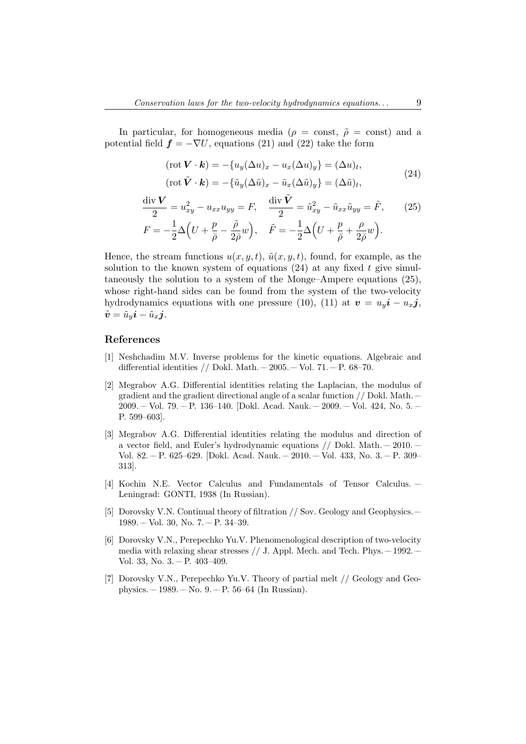In particular, for homogeneous media ($\rho = \text{const}$, $\tilde{\rho} = \text{const}$) and a potential field $\boldsymbol{f} = -\nabla U$, equations (21) and (22) take the form

$$
\begin{aligned}
(\operatorname{rot} \boldsymbol{V} \cdot \boldsymbol{k}) &= -\{u_y(\Delta u)_x - u_x(\Delta u)_y\} = (\Delta u)_t, \\
(\operatorname{rot} \tilde{\boldsymbol{V}} \cdot \boldsymbol{k}) &= -\{\tilde{u}_y(\Delta \tilde{u})_x - \tilde{u}_x(\Delta \tilde{u})_y\} = (\Delta \tilde{u})_t,
\end{aligned}
\tag{24}
$$

$$
\frac{\operatorname{div} \boldsymbol{V}}{2} = u_{xy}^2 - u_{xx}u_{yy} = F, \quad \frac{\operatorname{div} \tilde{\boldsymbol{V}}}{2} = \tilde{u}_{xy}^2 - \tilde{u}_{xx}\tilde{u}_{yy} = \tilde{F}, \tag{25}
$$

$$
F = -\frac{1}{2}\Delta\Big(U + \frac{p}{\bar{\rho}} - \frac{\tilde{\rho}}{2\bar{\rho}}w\Big), \quad \tilde{F} = -\frac{1}{2}\Delta\Big(U + \frac{p}{\bar{\rho}} + \frac{\rho}{2\bar{\rho}}w\Big).
$$

Hence, the stream functions $u(x, y, t)$, $\tilde{u}(x, y, t)$, found, for example, as the solution to the known system of equations (24) at any fixed $t$ give simultaneously the solution to a system of the Monge–Ampere equations (25), whose right-hand sides can be found from the system of the two-velocity hydrodynamics equations with one pressure (10), (11) at $\boldsymbol{v} = u_y\boldsymbol{i} - u_x\boldsymbol{j}$, $\tilde{\boldsymbol{v}} = \tilde{u}_y\boldsymbol{i} - \tilde{u}_x\boldsymbol{j}$.

## References

[1] Neshchadim M.V. Inverse problems for the kinetic equations. Algebraic and differential identities // Dokl. Math. — 2005. — Vol. 71. — P. 68–70.

[2] Megrabov A.G. Differential identities relating the Laplacian, the modulus of gradient and the gradient directional angle of a scalar function // Dokl. Math. — 2009. — Vol. 79. — P. 136–140. [Dokl. Acad. Nauk. — 2009. — Vol. 424, No. 5. — P. 599–603].

[3] Megrabov A.G. Differential identities relating the modulus and direction of a vector field, and Euler's hydrodynamic equations // Dokl. Math. — 2010. — Vol. 82. — P. 625–629. [Dokl. Acad. Nauk. — 2010. — Vol. 433, No. 3. — P. 309–313].

[4] Kochin N.E. Vector Calculus and Fundamentals of Tensor Calculus. — Leningrad: GONTI, 1938 (In Russian).

[5] Dorovsky V.N. Continual theory of filtration // Sov. Geology and Geophysics. — 1989. — Vol. 30, No. 7. — P. 34–39.

[6] Dorovsky V.N., Perepechko Yu.V. Phenomenological description of two-velocity media with relaxing shear stresses // J. Appl. Mech. and Tech. Phys. — 1992. — Vol. 33, No. 3. — P. 403–409.

[7] Dorovsky V.N., Perepechko Yu.V. Theory of partial melt // Geology and Geophysics. — 1989. — No. 9. — P. 56–64 (In Russian).